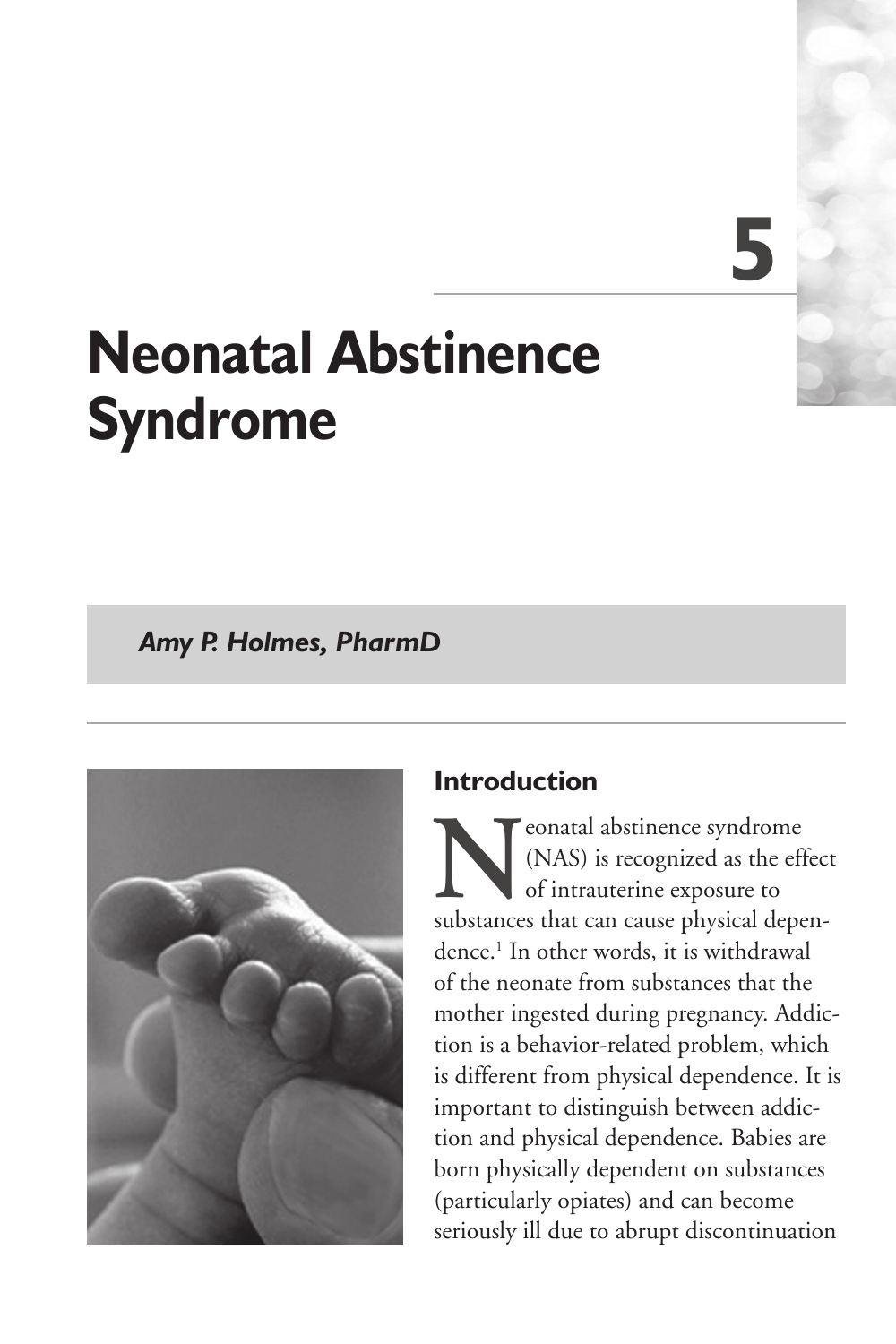# 5

# Neonatal Abstinence Syndrome

***Amy P. Holmes, PharmD***

## Introduction

Neonatal abstinence syndrome (NAS) is recognized as the effect of intrauterine exposure to substances that can cause physical dependence.[1] In other words, it is withdrawal of the neonate from substances that the mother ingested during pregnancy. Addiction is a behavior-related problem, which is different from physical dependence. It is important to distinguish between addiction and physical dependence. Babies are born physically dependent on substances (particularly opiates) and can become seriously ill due to abrupt discontinuation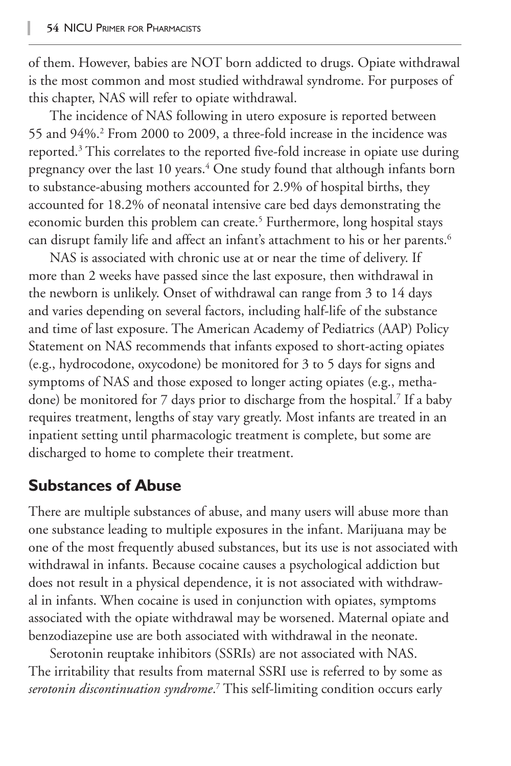of them. However, babies are NOT born addicted to drugs. Opiate withdrawal is the most common and most studied withdrawal syndrome. For purposes of this chapter, NAS will refer to opiate withdrawal.

The incidence of NAS following in utero exposure is reported between 55 and 94%.[2] From 2000 to 2009, a three-fold increase in the incidence was reported.[3] This correlates to the reported five-fold increase in opiate use during pregnancy over the last 10 years.[4] One study found that although infants born to substance-abusing mothers accounted for 2.9% of hospital births, they accounted for 18.2% of neonatal intensive care bed days demonstrating the economic burden this problem can create.[5] Furthermore, long hospital stays can disrupt family life and affect an infant's attachment to his or her parents.[6]

NAS is associated with chronic use at or near the time of delivery. If more than 2 weeks have passed since the last exposure, then withdrawal in the newborn is unlikely. Onset of withdrawal can range from 3 to 14 days and varies depending on several factors, including half-life of the substance and time of last exposure. The American Academy of Pediatrics (AAP) Policy Statement on NAS recommends that infants exposed to short-acting opiates (e.g., hydrocodone, oxycodone) be monitored for 3 to 5 days for signs and symptoms of NAS and those exposed to longer acting opiates (e.g., methadone) be monitored for 7 days prior to discharge from the hospital.[7] If a baby requires treatment, lengths of stay vary greatly. Most infants are treated in an inpatient setting until pharmacologic treatment is complete, but some are discharged to home to complete their treatment.

## Substances of Abuse

There are multiple substances of abuse, and many users will abuse more than one substance leading to multiple exposures in the infant. Marijuana may be one of the most frequently abused substances, but its use is not associated with withdrawal in infants. Because cocaine causes a psychological addiction but does not result in a physical dependence, it is not associated with withdrawal in infants. When cocaine is used in conjunction with opiates, symptoms associated with the opiate withdrawal may be worsened. Maternal opiate and benzodiazepine use are both associated with withdrawal in the neonate.

Serotonin reuptake inhibitors (SSRIs) are not associated with NAS. The irritability that results from maternal SSRI use is referred to by some as *serotonin discontinuation syndrome*.[7] This self-limiting condition occurs early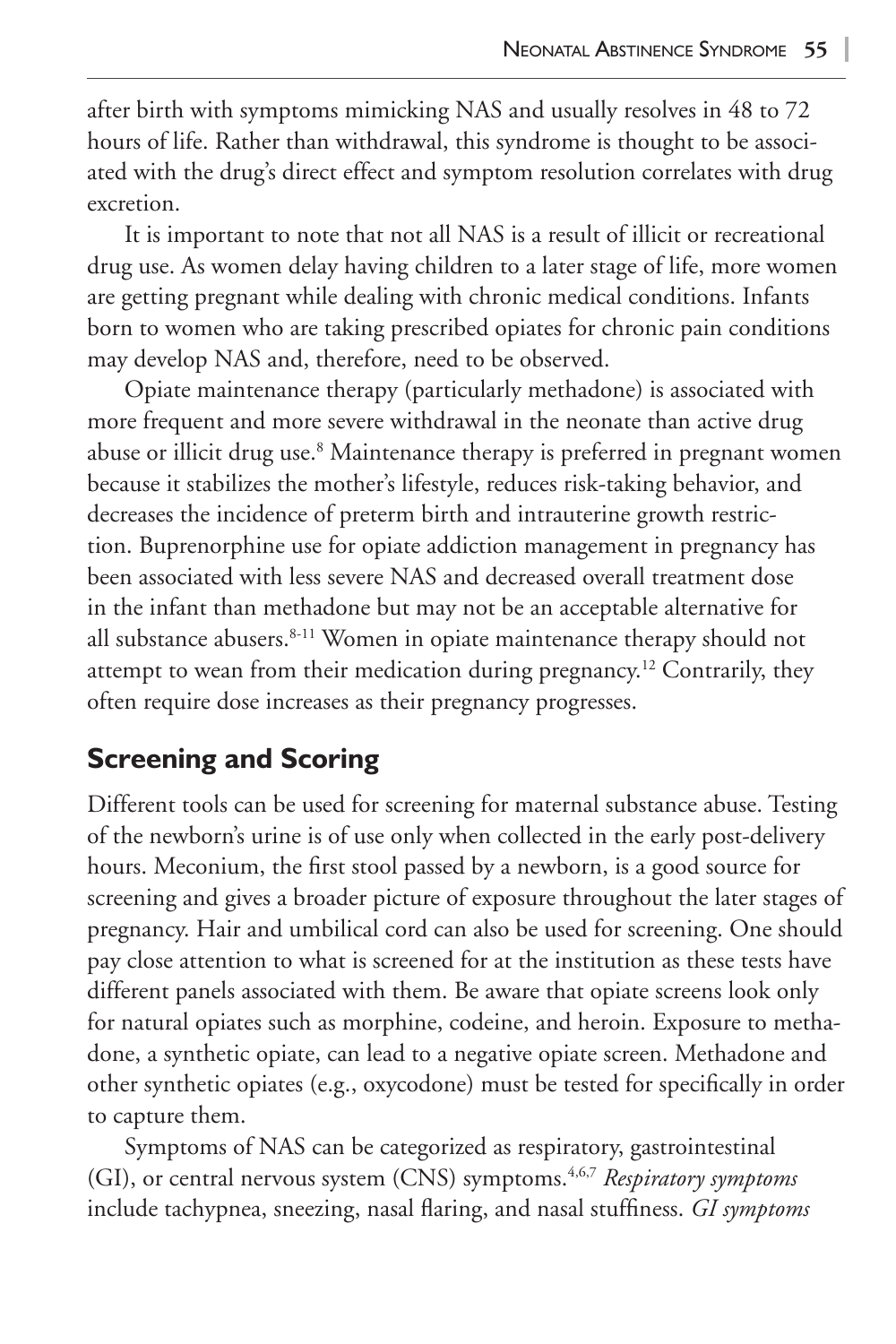after birth with symptoms mimicking NAS and usually resolves in 48 to 72 hours of life. Rather than withdrawal, this syndrome is thought to be associated with the drug's direct effect and symptom resolution correlates with drug excretion.

It is important to note that not all NAS is a result of illicit or recreational drug use. As women delay having children to a later stage of life, more women are getting pregnant while dealing with chronic medical conditions. Infants born to women who are taking prescribed opiates for chronic pain conditions may develop NAS and, therefore, need to be observed.

Opiate maintenance therapy (particularly methadone) is associated with more frequent and more severe withdrawal in the neonate than active drug abuse or illicit drug use.[8] Maintenance therapy is preferred in pregnant women because it stabilizes the mother's lifestyle, reduces risk-taking behavior, and decreases the incidence of preterm birth and intrauterine growth restriction. Buprenorphine use for opiate addiction management in pregnancy has been associated with less severe NAS and decreased overall treatment dose in the infant than methadone but may not be an acceptable alternative for all substance abusers.[8-11] Women in opiate maintenance therapy should not attempt to wean from their medication during pregnancy.[12] Contrarily, they often require dose increases as their pregnancy progresses.

## Screening and Scoring

Different tools can be used for screening for maternal substance abuse. Testing of the newborn's urine is of use only when collected in the early post-delivery hours. Meconium, the first stool passed by a newborn, is a good source for screening and gives a broader picture of exposure throughout the later stages of pregnancy. Hair and umbilical cord can also be used for screening. One should pay close attention to what is screened for at the institution as these tests have different panels associated with them. Be aware that opiate screens look only for natural opiates such as morphine, codeine, and heroin. Exposure to methadone, a synthetic opiate, can lead to a negative opiate screen. Methadone and other synthetic opiates (e.g., oxycodone) must be tested for specifically in order to capture them.

Symptoms of NAS can be categorized as respiratory, gastrointestinal (GI), or central nervous system (CNS) symptoms.[4,6,7] *Respiratory symptoms* include tachypnea, sneezing, nasal flaring, and nasal stuffiness. *GI symptoms*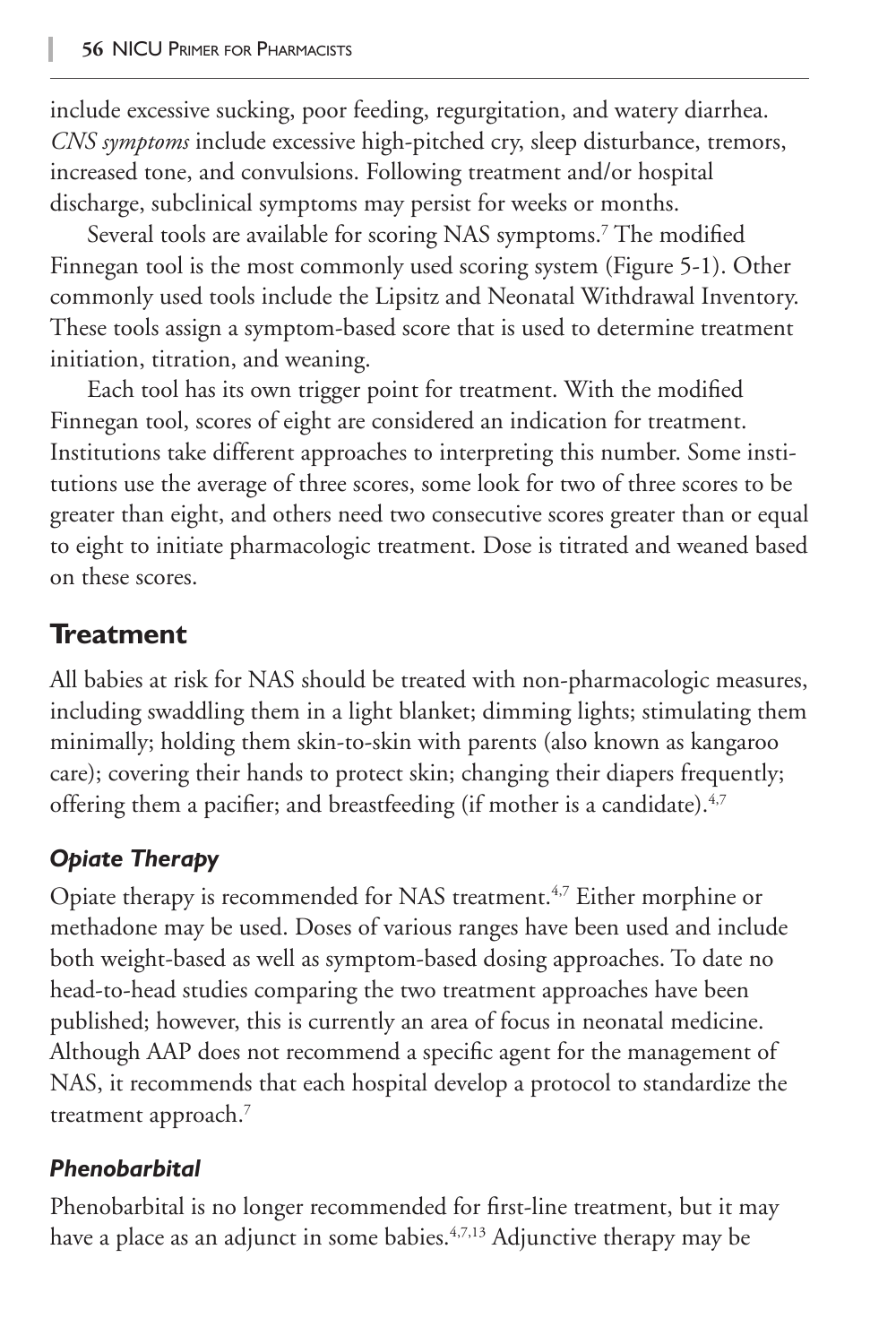include excessive sucking, poor feeding, regurgitation, and watery diarrhea. *CNS symptoms* include excessive high-pitched cry, sleep disturbance, tremors, increased tone, and convulsions. Following treatment and/or hospital discharge, subclinical symptoms may persist for weeks or months.

Several tools are available for scoring NAS symptoms.[7] The modified Finnegan tool is the most commonly used scoring system (Figure 5-1). Other commonly used tools include the Lipsitz and Neonatal Withdrawal Inventory. These tools assign a symptom-based score that is used to determine treatment initiation, titration, and weaning.

Each tool has its own trigger point for treatment. With the modified Finnegan tool, scores of eight are considered an indication for treatment. Institutions take different approaches to interpreting this number. Some institutions use the average of three scores, some look for two of three scores to be greater than eight, and others need two consecutive scores greater than or equal to eight to initiate pharmacologic treatment. Dose is titrated and weaned based on these scores.

## Treatment

All babies at risk for NAS should be treated with non-pharmacologic measures, including swaddling them in a light blanket; dimming lights; stimulating them minimally; holding them skin-to-skin with parents (also known as kangaroo care); covering their hands to protect skin; changing their diapers frequently; offering them a pacifier; and breastfeeding (if mother is a candidate).[4,7]

### *Opiate Therapy*

Opiate therapy is recommended for NAS treatment.[4,7] Either morphine or methadone may be used. Doses of various ranges have been used and include both weight-based as well as symptom-based dosing approaches. To date no head-to-head studies comparing the two treatment approaches have been published; however, this is currently an area of focus in neonatal medicine. Although AAP does not recommend a specific agent for the management of NAS, it recommends that each hospital develop a protocol to standardize the treatment approach.[7]

### *Phenobarbital*

Phenobarbital is no longer recommended for first-line treatment, but it may have a place as an adjunct in some babies.[4,7,13] Adjunctive therapy may be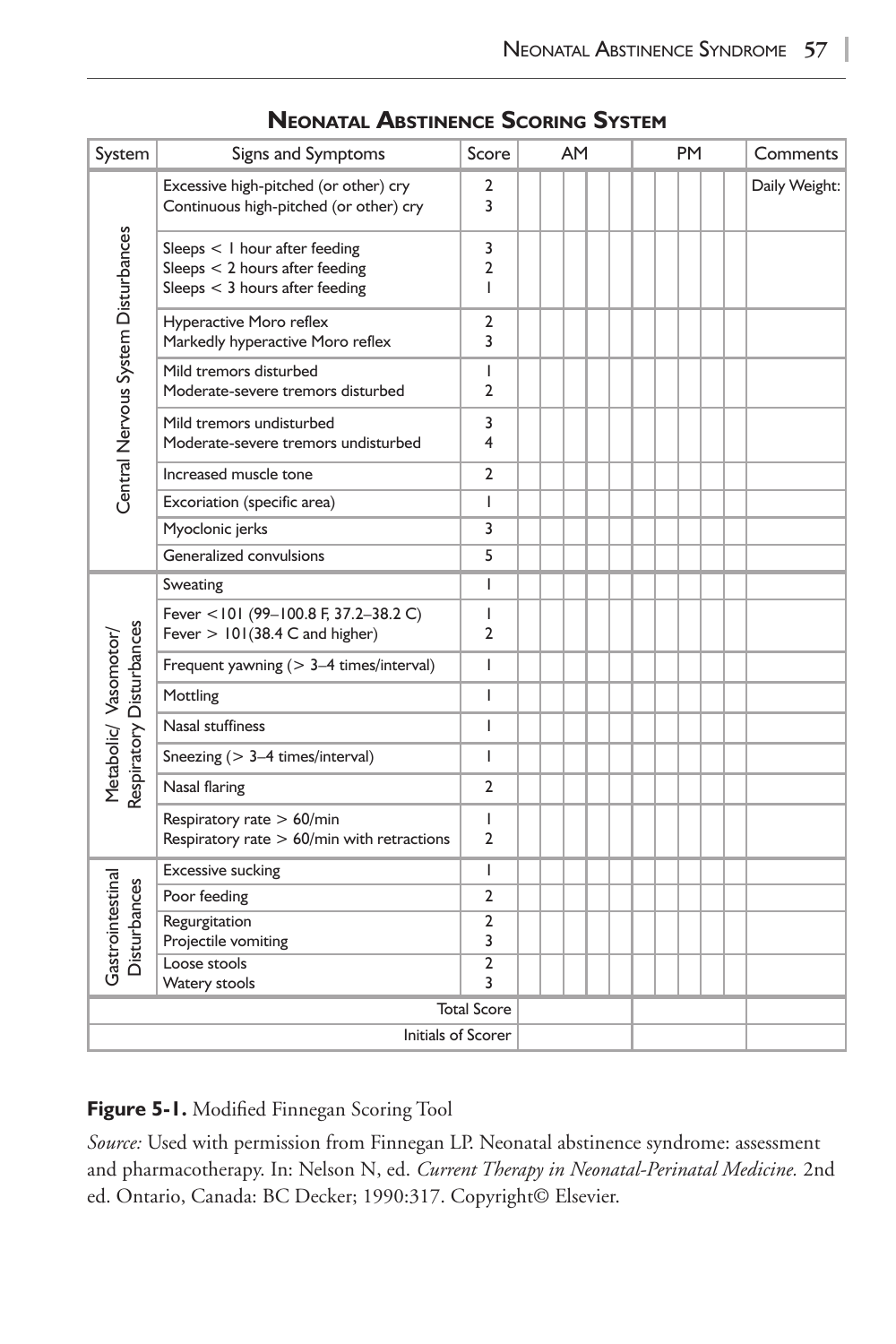## Neonatal Abstinence Scoring System

| System | Signs and Symptoms | Score | AM | | | | | | PM | | | | | | Comments |
|---|---|---|---|---|---|---|---|---|---|---|---|---|---|---|---|
| Central Nervous System Disturbances | Excessive high-pitched (or other) cry<br>Continuous high-pitched (or other) cry | 2<br>3 | | | | | | | | | | | | | Daily Weight: |
| | Sleeps < 1 hour after feeding<br>Sleeps < 2 hours after feeding<br>Sleeps < 3 hours after feeding | 3<br>2<br>1 | | | | | | | | | | | | | |
| | Hyperactive Moro reflex<br>Markedly hyperactive Moro reflex | 2<br>3 | | | | | | | | | | | | | |
| | Mild tremors disturbed<br>Moderate-severe tremors disturbed | 1<br>2 | | | | | | | | | | | | | |
| | Mild tremors undisturbed<br>Moderate-severe tremors undisturbed | 3<br>4 | | | | | | | | | | | | | |
| | Increased muscle tone | 2 | | | | | | | | | | | | | |
| | Excoriation (specific area) | 1 | | | | | | | | | | | | | |
| | Myoclonic jerks | 3 | | | | | | | | | | | | | |
| | Generalized convulsions | 5 | | | | | | | | | | | | | |
| Metabolic/ Vasomotor/ Respiratory Disturbances | Sweating | 1 | | | | | | | | | | | | | |
| | Fever <101 (99–100.8 F, 37.2–38.2 C)<br>Fever > 101(38.4 C and higher) | 1<br>2 | | | | | | | | | | | | | |
| | Frequent yawning (> 3–4 times/interval) | 1 | | | | | | | | | | | | | |
| | Mottling | 1 | | | | | | | | | | | | | |
| | Nasal stuffiness | 1 | | | | | | | | | | | | | |
| | Sneezing (> 3–4 times/interval) | 1 | | | | | | | | | | | | | |
| | Nasal flaring | 2 | | | | | | | | | | | | | |
| | Respiratory rate > 60/min<br>Respiratory rate > 60/min with retractions | 1<br>2 | | | | | | | | | | | | | |
| Gastrointestinal Disturbances | Excessive sucking | 1 | | | | | | | | | | | | | |
| | Poor feeding | 2 | | | | | | | | | | | | | |
| | Regurgitation<br>Projectile vomiting | 2<br>3 | | | | | | | | | | | | | |
| | Loose stools<br>Watery stools | 2<br>3 | | | | | | | | | | | | | |
| | | Total Score | | | | | | | | | | | | | |
| | | Initials of Scorer | | | | | | | | | | | | | |

**Figure 5-1.** Modified Finnegan Scoring Tool

*Source:* Used with permission from Finnegan LP. Neonatal abstinence syndrome: assessment and pharmacotherapy. In: Nelson N, ed. *Current Therapy in Neonatal-Perinatal Medicine.* 2nd ed. Ontario, Canada: BC Decker; 1990:317. Copyright© Elsevier.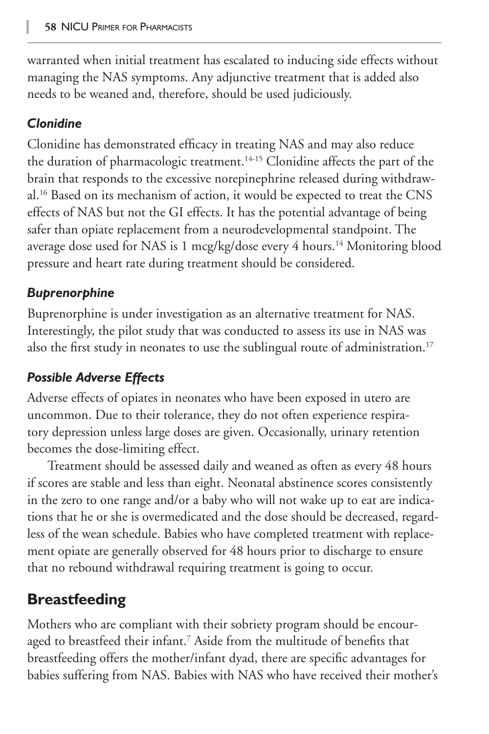warranted when initial treatment has escalated to inducing side effects without managing the NAS symptoms. Any adjunctive treatment that is added also needs to be weaned and, therefore, should be used judiciously.

### *Clonidine*

Clonidine has demonstrated efficacy in treating NAS and may also reduce the duration of pharmacologic treatment.[14-15] Clonidine affects the part of the brain that responds to the excessive norepinephrine released during withdrawal.[16] Based on its mechanism of action, it would be expected to treat the CNS effects of NAS but not the GI effects. It has the potential advantage of being safer than opiate replacement from a neurodevelopmental standpoint. The average dose used for NAS is 1 mcg/kg/dose every 4 hours.[14] Monitoring blood pressure and heart rate during treatment should be considered.

### *Buprenorphine*

Buprenorphine is under investigation as an alternative treatment for NAS. Interestingly, the pilot study that was conducted to assess its use in NAS was also the first study in neonates to use the sublingual route of administration.[17]

### *Possible Adverse Effects*

Adverse effects of opiates in neonates who have been exposed in utero are uncommon. Due to their tolerance, they do not often experience respiratory depression unless large doses are given. Occasionally, urinary retention becomes the dose-limiting effect.

Treatment should be assessed daily and weaned as often as every 48 hours if scores are stable and less than eight. Neonatal abstinence scores consistently in the zero to one range and/or a baby who will not wake up to eat are indications that he or she is overmedicated and the dose should be decreased, regardless of the wean schedule. Babies who have completed treatment with replacement opiate are generally observed for 48 hours prior to discharge to ensure that no rebound withdrawal requiring treatment is going to occur.

## Breastfeeding

Mothers who are compliant with their sobriety program should be encouraged to breastfeed their infant.[7] Aside from the multitude of benefits that breastfeeding offers the mother/infant dyad, there are specific advantages for babies suffering from NAS. Babies with NAS who have received their mother's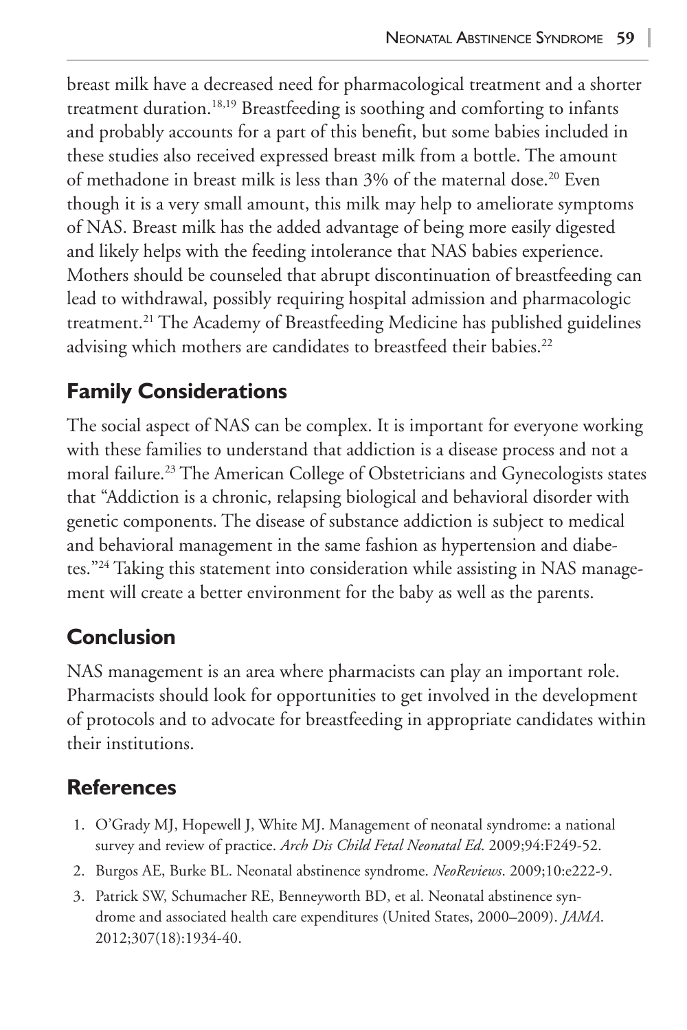breast milk have a decreased need for pharmacological treatment and a shorter treatment duration.[18,19] Breastfeeding is soothing and comforting to infants and probably accounts for a part of this benefit, but some babies included in these studies also received expressed breast milk from a bottle. The amount of methadone in breast milk is less than 3% of the maternal dose.[20] Even though it is a very small amount, this milk may help to ameliorate symptoms of NAS. Breast milk has the added advantage of being more easily digested and likely helps with the feeding intolerance that NAS babies experience. Mothers should be counseled that abrupt discontinuation of breastfeeding can lead to withdrawal, possibly requiring hospital admission and pharmacologic treatment.[21] The Academy of Breastfeeding Medicine has published guidelines advising which mothers are candidates to breastfeed their babies.[22]

## Family Considerations

The social aspect of NAS can be complex. It is important for everyone working with these families to understand that addiction is a disease process and not a moral failure.[23] The American College of Obstetricians and Gynecologists states that "Addiction is a chronic, relapsing biological and behavioral disorder with genetic components. The disease of substance addiction is subject to medical and behavioral management in the same fashion as hypertension and diabetes."[24] Taking this statement into consideration while assisting in NAS management will create a better environment for the baby as well as the parents.

## Conclusion

NAS management is an area where pharmacists can play an important role. Pharmacists should look for opportunities to get involved in the development of protocols and to advocate for breastfeeding in appropriate candidates within their institutions.

## References

1. O'Grady MJ, Hopewell J, White MJ. Management of neonatal syndrome: a national survey and review of practice. *Arch Dis Child Fetal Neonatal Ed*. 2009;94:F249-52.
2. Burgos AE, Burke BL. Neonatal abstinence syndrome. *NeoReviews*. 2009;10:e222-9.
3. Patrick SW, Schumacher RE, Benneyworth BD, et al. Neonatal abstinence syndrome and associated health care expenditures (United States, 2000–2009). *JAMA*. 2012;307(18):1934-40.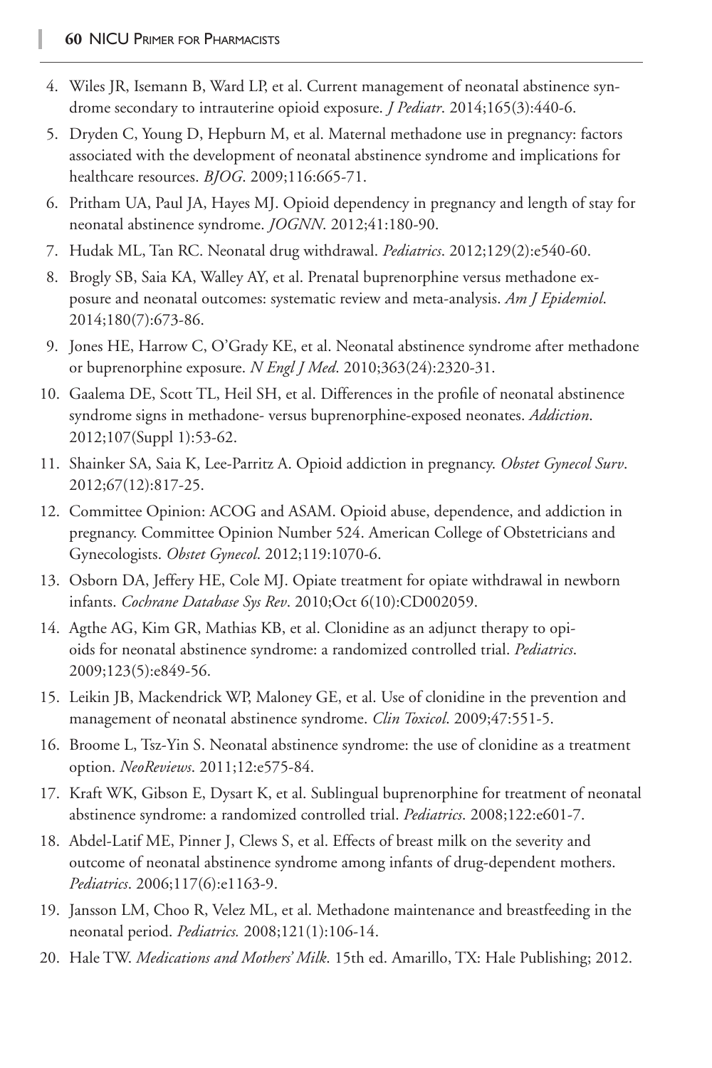4. Wiles JR, Isemann B, Ward LP, et al. Current management of neonatal abstinence syndrome secondary to intrauterine opioid exposure. *J Pediatr*. 2014;165(3):440-6.
5. Dryden C, Young D, Hepburn M, et al. Maternal methadone use in pregnancy: factors associated with the development of neonatal abstinence syndrome and implications for healthcare resources. *BJOG*. 2009;116:665-71.
6. Pritham UA, Paul JA, Hayes MJ. Opioid dependency in pregnancy and length of stay for neonatal abstinence syndrome. *JOGNN*. 2012;41:180-90.
7. Hudak ML, Tan RC. Neonatal drug withdrawal. *Pediatrics*. 2012;129(2):e540-60.
8. Brogly SB, Saia KA, Walley AY, et al. Prenatal buprenorphine versus methadone exposure and neonatal outcomes: systematic review and meta-analysis. *Am J Epidemiol*. 2014;180(7):673-86.
9. Jones HE, Harrow C, O'Grady KE, et al. Neonatal abstinence syndrome after methadone or buprenorphine exposure. *N Engl J Med*. 2010;363(24):2320-31.
10. Gaalema DE, Scott TL, Heil SH, et al. Differences in the profile of neonatal abstinence syndrome signs in methadone- versus buprenorphine-exposed neonates. *Addiction*. 2012;107(Suppl 1):53-62.
11. Shainker SA, Saia K, Lee-Parritz A. Opioid addiction in pregnancy. *Obstet Gynecol Surv*. 2012;67(12):817-25.
12. Committee Opinion: ACOG and ASAM. Opioid abuse, dependence, and addiction in pregnancy. Committee Opinion Number 524. American College of Obstetricians and Gynecologists. *Obstet Gynecol*. 2012;119:1070-6.
13. Osborn DA, Jeffery HE, Cole MJ. Opiate treatment for opiate withdrawal in newborn infants. *Cochrane Database Sys Rev*. 2010;Oct 6(10):CD002059.
14. Agthe AG, Kim GR, Mathias KB, et al. Clonidine as an adjunct therapy to opioids for neonatal abstinence syndrome: a randomized controlled trial. *Pediatrics*. 2009;123(5):e849-56.
15. Leikin JB, Mackendrick WP, Maloney GE, et al. Use of clonidine in the prevention and management of neonatal abstinence syndrome. *Clin Toxicol*. 2009;47:551-5.
16. Broome L, Tsz-Yin S. Neonatal abstinence syndrome: the use of clonidine as a treatment option. *NeoReviews*. 2011;12:e575-84.
17. Kraft WK, Gibson E, Dysart K, et al. Sublingual buprenorphine for treatment of neonatal abstinence syndrome: a randomized controlled trial. *Pediatrics*. 2008;122:e601-7.
18. Abdel-Latif ME, Pinner J, Clews S, et al. Effects of breast milk on the severity and outcome of neonatal abstinence syndrome among infants of drug-dependent mothers. *Pediatrics*. 2006;117(6):e1163-9.
19. Jansson LM, Choo R, Velez ML, et al. Methadone maintenance and breastfeeding in the neonatal period. *Pediatrics.* 2008;121(1):106-14.
20. Hale TW. *Medications and Mothers' Milk*. 15th ed. Amarillo, TX: Hale Publishing; 2012.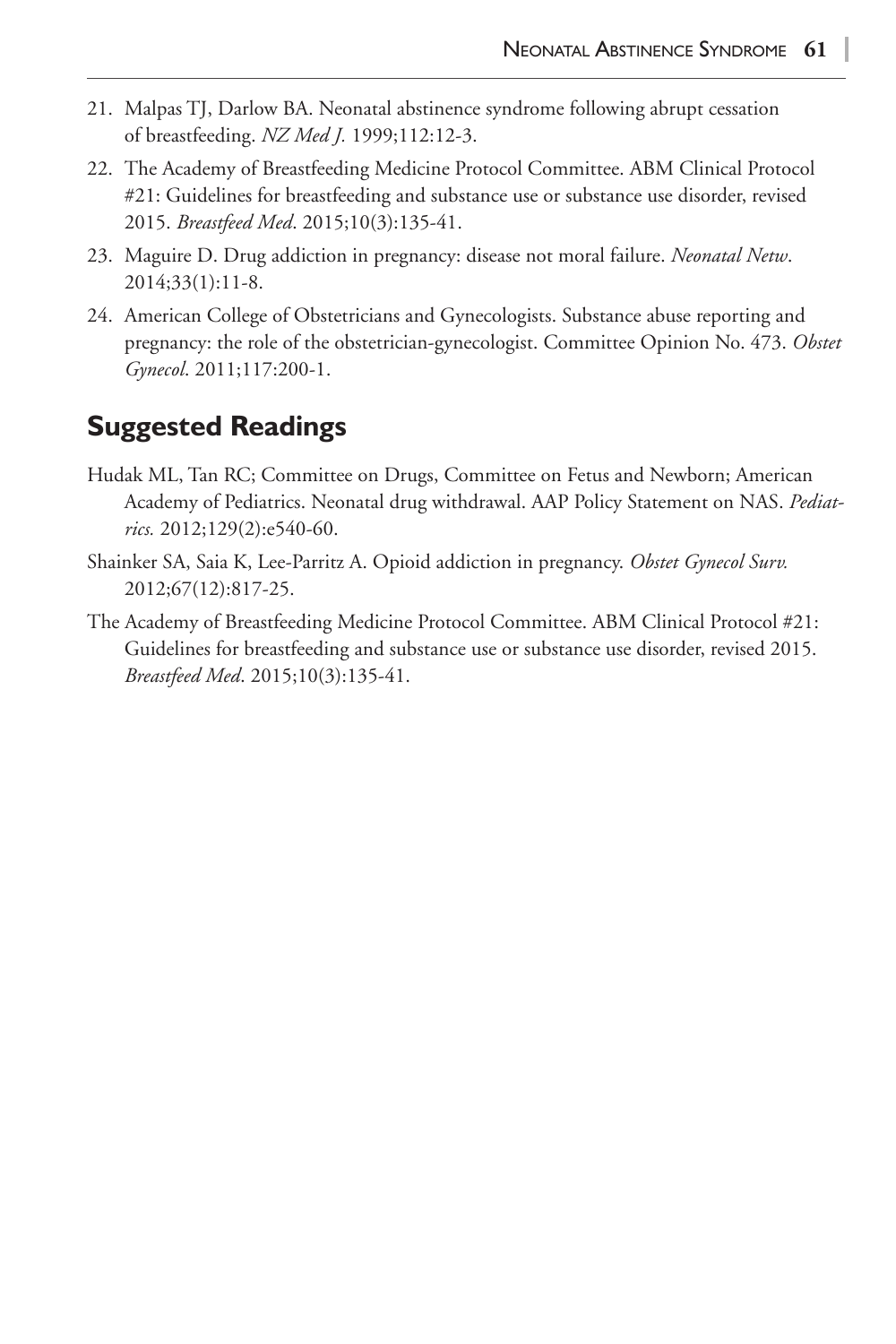21. Malpas TJ, Darlow BA. Neonatal abstinence syndrome following abrupt cessation of breastfeeding. *NZ Med J.* 1999;112:12-3.
22. The Academy of Breastfeeding Medicine Protocol Committee. ABM Clinical Protocol #21: Guidelines for breastfeeding and substance use or substance use disorder, revised 2015. *Breastfeed Med.* 2015;10(3):135-41.
23. Maguire D. Drug addiction in pregnancy: disease not moral failure. *Neonatal Netw*. 2014;33(1):11-8.
24. American College of Obstetricians and Gynecologists. Substance abuse reporting and pregnancy: the role of the obstetrician-gynecologist. Committee Opinion No. 473. *Obstet Gynecol*. 2011;117:200-1.

## Suggested Readings

Hudak ML, Tan RC; Committee on Drugs, Committee on Fetus and Newborn; American Academy of Pediatrics. Neonatal drug withdrawal. AAP Policy Statement on NAS. *Pediatrics.* 2012;129(2):e540-60.

Shainker SA, Saia K, Lee-Parritz A. Opioid addiction in pregnancy. *Obstet Gynecol Surv.* 2012;67(12):817-25.

The Academy of Breastfeeding Medicine Protocol Committee. ABM Clinical Protocol #21: Guidelines for breastfeeding and substance use or substance use disorder, revised 2015. *Breastfeed Med*. 2015;10(3):135-41.